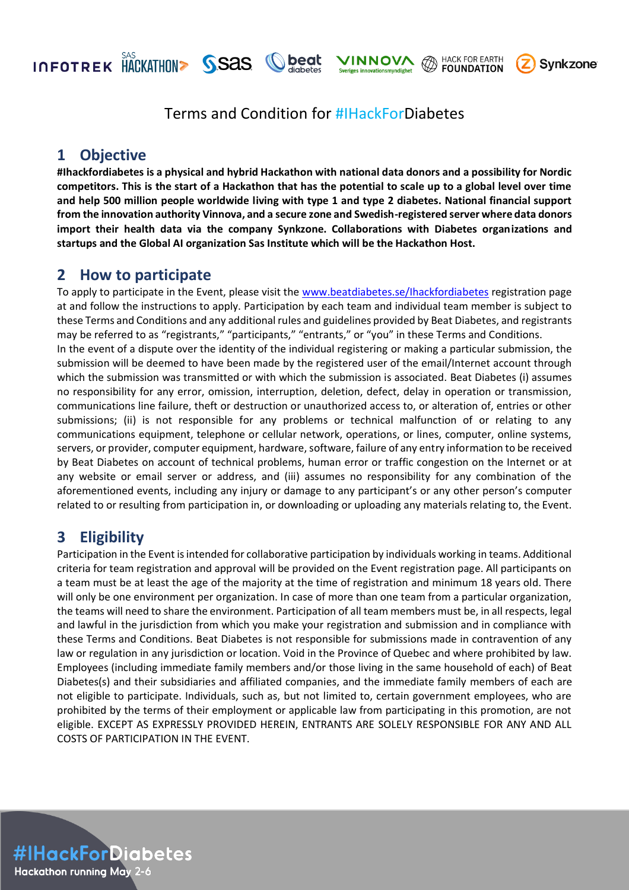# Terms and Condition for #IHackForDiabetes

## 1 Objective

**#Ihackfordiabetes is a physical and hybrid Hackathon with national data donors and a possibility for Nordic competitors. This is the start of a Hackathon that has the potential to scale up to a global level over time and help 500 million people worldwide living with type 1 and type 2 diabetes. National financial support from the innovation authority Vinnova, and a secure zone and Swedish-registered server where data donors import their health data via the company Synkzone. Collaborations with Diabetes organizations and startups and the Global AI organization Sas Institute which will be the Hackathon Host.**

## 2 How to participate

To apply to participate in the Event, please visit the [www.beatdiabetes.se/Ihackfordiabetes](www.beatdiabetes.se/Ihackfordiabetes) registration page at and follow the instructions to apply. Participation by each team and individual team member is subject to these Terms and Conditions and any additional rules and guidelines provided by Beat Diabetes, and registrants may be referred to as "registrants," "participants," "entrants," or "you" in these Terms and Conditions.

In the event of a dispute over the identity of the individual registering or making a particular submission, the submission will be deemed to have been made by the registered user of the email/Internet account through which the submission was transmitted or with which the submission is associated. Beat Diabetes (i) assumes no responsibility for any error, omission, interruption, deletion, defect, delay in operation or transmission, communications line failure, theft or destruction or unauthorized access to, or alteration of, entries or other submissions; (ii) is not responsible for any problems or technical malfunction of or relating to any communications equipment, telephone or cellular network, operations, or lines, computer, online systems, servers, or provider, computer equipment, hardware, software, failure of any entry information to be received by Beat Diabetes on account of technical problems, human error or traffic congestion on the Internet or at any website or email server or address, and (iii) assumes no responsibility for any combination of the aforementioned events, including any injury or damage to any participant's or any other person's computer related to or resulting from participation in, or downloading or uploading any materials relating to, the Event.

## 3 Eligibility

Participation in the Event is intended for collaborative participation by individuals working in teams. Additional criteria for team registration and approval will be provided on the Event registration page. All participants on a team must be at least the age of the majority at the time of registration and minimum 18 years old. There will only be one environment per organization. In case of more than one team from a particular organization, the teams will need to share the environment. Participation of all team members must be, in all respects, legal and lawful in the jurisdiction from which you make your registration and submission and in compliance with these Terms and Conditions. Beat Diabetes is not responsible for submissions made in contravention of any law or regulation in any jurisdiction or location. Void in the Province of Quebec and where prohibited by law. Employees (including immediate family members and/or those living in the same household of each) of Beat Diabetes(s) and their subsidiaries and affiliated companies, and the immediate family members of each are not eligible to participate. Individuals, such as, but not limited to, certain government employees, who are prohibited by the terms of their employment or applicable law from participating in this promotion, are not eligible. EXCEPT AS EXPRESSLY PROVIDED HEREIN, ENTRANTS ARE SOLELY RESPONSIBLE FOR ANY AND ALL COSTS OF PARTICIPATION IN THE EVENT.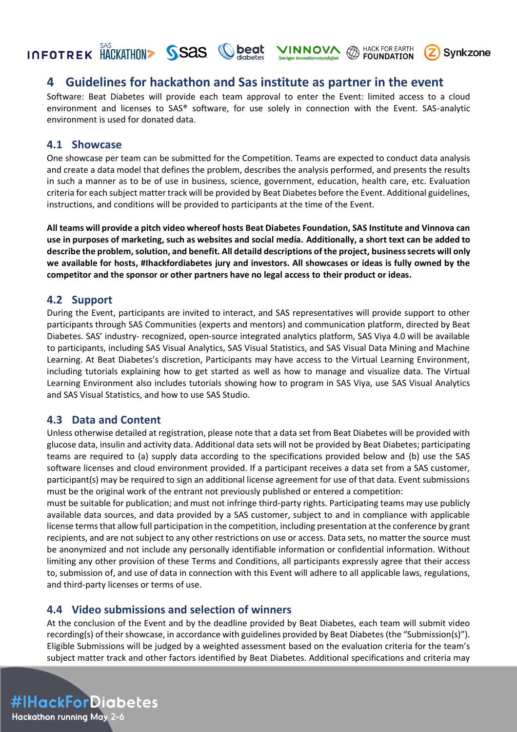## 4 Guidelines for hackathon and Sas institute as partner in the event

Software: Beat Diabetes will provide each team approval to enter the Event: limited access to a cloud environment and licenses to SAS® software, for use solely in connection with the Event. SAS-analytic environment is used for donated data.

### 4.1 Showcase

One showcase per team can be submitted for the Competition. Teams are expected to conduct data analysis and create a data model that defines the problem, describes the analysis performed, and presents the results in such a manner as to be of use in business, science, government, education, health care, etc. Evaluation criteria for each subject matter track will be provided by Beat Diabetes before the Event. Additional guidelines, instructions, and conditions will be provided to participants at the time of the Event.

**All teams will provide a pitch video whereof hosts Beat Diabetes Foundation, SAS Institute and Vinnova can use in purposes of marketing, such as websites and social media. Additionally, a short text can be added to describe the problem, solution, and benefit. All detaild descriptions of the project, business secrets will only we available for hosts, #Ihackfordiabetes jury and investors. All showcases or ideas is fully owned by the competitor and the sponsor or other partners have no legal access to their product or ideas.**

### 4.2 Support

During the Event, participants are invited to interact, and SAS representatives will provide support to other participants through SAS Communities (experts and mentors) and communication platform, directed by Beat Diabetes. SAS' industry- recognized, open-source integrated analytics platform, SAS Viya 4.0 will be available to participants, including SAS Visual Analytics, SAS Visual Statistics, and SAS Visual Data Mining and Machine Learning. At Beat Diabetes's discretion, Participants may have access to the Virtual Learning Environment, including tutorials explaining how to get started as well as how to manage and visualize data. The Virtual Learning Environment also includes tutorials showing how to program in SAS Viya, use SAS Visual Analytics and SAS Visual Statistics, and how to use SAS Studio.

### 4.3 Data and Content

Unless otherwise detailed at registration, please note that a data set from Beat Diabetes will be provided with glucose data, insulin and activity data. Additional data sets will not be provided by Beat Diabetes; participating teams are required to (a) supply data according to the specifications provided below and (b) use the SAS software licenses and cloud environment provided. If a participant receives a data set from a SAS customer, participant(s) may be required to sign an additional license agreement for use of that data. Event submissions must be the original work of the entrant not previously published or entered a competition:

must be suitable for publication; and must not infringe third-party rights. Participating teams may use publicly available data sources, and data provided by a SAS customer, subject to and in compliance with applicable license terms that allow full participation in the competition, including presentation at the conference by grant recipients, and are not subject to any other restrictions on use or access. Data sets, no matter the source must be anonymized and not include any personally identifiable information or confidential information. Without limiting any other provision of these Terms and Conditions, all participants expressly agree that their access to, submission of, and use of data in connection with this Event will adhere to all applicable laws, regulations, and third-party licenses or terms of use.

### 4.4 Video submissions and selection of winners

At the conclusion of the Event and by the deadline provided by Beat Diabetes, each team will submit video recording(s) of their showcase, in accordance with guidelines provided by Beat Diabetes (the "Submission(s)"). Eligible Submissions will be judged by a weighted assessment based on the evaluation criteria for the team's subject matter track and other factors identified by Beat Diabetes. Additional specifications and criteria may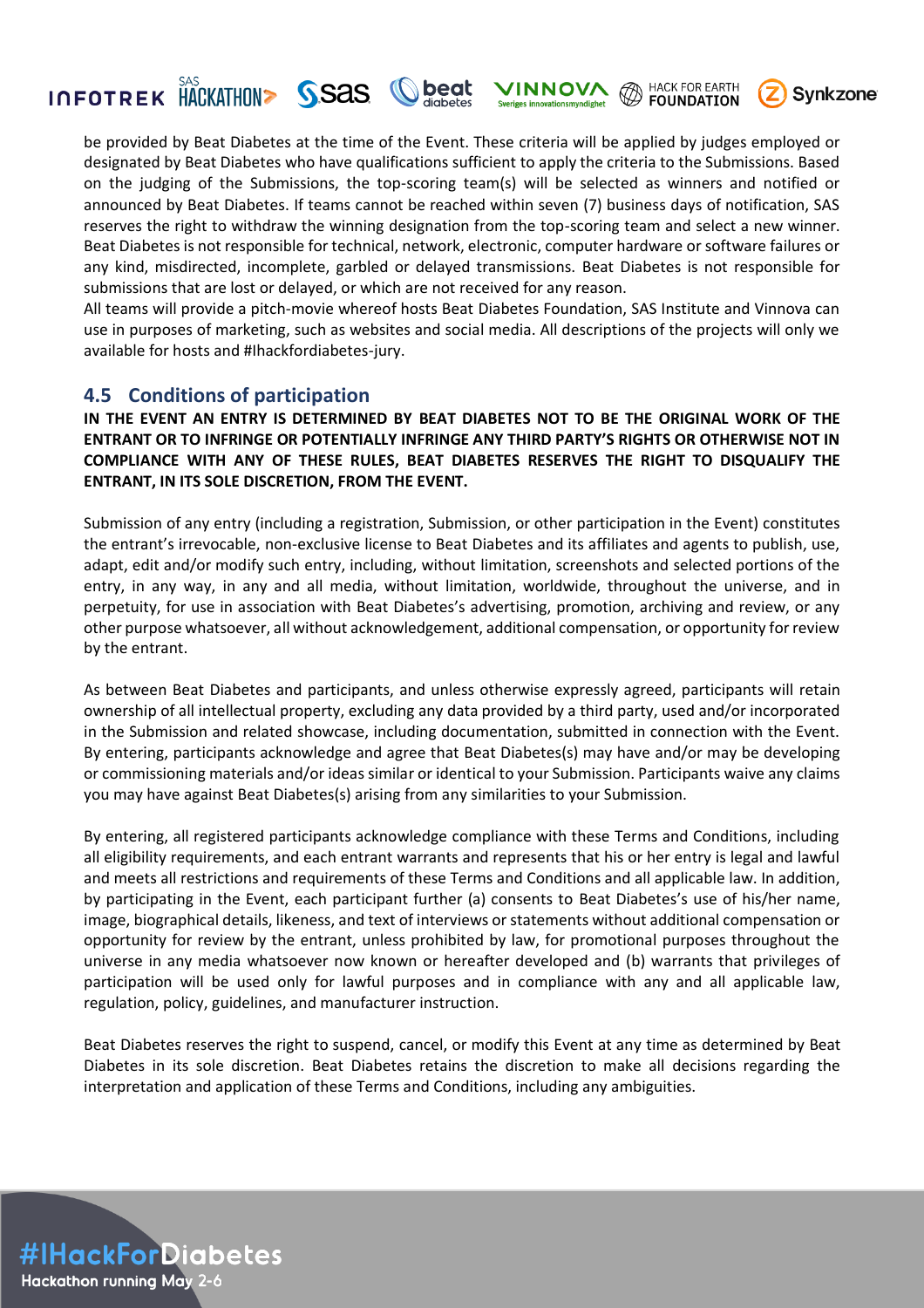be provided by Beat Diabetes at the time of the Event. These criteria will be applied by judges employed or designated by Beat Diabetes who have qualifications sufficient to apply the criteria to the Submissions. Based on the judging of the Submissions, the top-scoring team(s) will be selected as winners and notified or announced by Beat Diabetes. If teams cannot be reached within seven (7) business days of notification, SAS reserves the right to withdraw the winning designation from the top-scoring team and select a new winner. Beat Diabetes is not responsible for technical, network, electronic, computer hardware or software failures or any kind, misdirected, incomplete, garbled or delayed transmissions. Beat Diabetes is not responsible for submissions that are lost or delayed, or which are not received for any reason.
All teams will provide a pitch-movie whereof hosts Beat Diabetes Foundation, SAS Institute and Vinnova can use in purposes of marketing, such as websites and social media. All descriptions of the projects will only we available for hosts and #Ihackfordiabetes-jury.

## 4.5 Conditions of participation

**IN THE EVENT AN ENTRY IS DETERMINED BY BEAT DIABETES NOT TO BE THE ORIGINAL WORK OF THE ENTRANT OR TO INFRINGE OR POTENTIALLY INFRINGE ANY THIRD PARTY'S RIGHTS OR OTHERWISE NOT IN COMPLIANCE WITH ANY OF THESE RULES, BEAT DIABETES RESERVES THE RIGHT TO DISQUALIFY THE ENTRANT, IN ITS SOLE DISCRETION, FROM THE EVENT.**

Submission of any entry (including a registration, Submission, or other participation in the Event) constitutes the entrant's irrevocable, non-exclusive license to Beat Diabetes and its affiliates and agents to publish, use, adapt, edit and/or modify such entry, including, without limitation, screenshots and selected portions of the entry, in any way, in any and all media, without limitation, worldwide, throughout the universe, and in perpetuity, for use in association with Beat Diabetes's advertising, promotion, archiving and review, or any other purpose whatsoever, all without acknowledgement, additional compensation, or opportunity for review by the entrant.

As between Beat Diabetes and participants, and unless otherwise expressly agreed, participants will retain ownership of all intellectual property, excluding any data provided by a third party, used and/or incorporated in the Submission and related showcase, including documentation, submitted in connection with the Event. By entering, participants acknowledge and agree that Beat Diabetes(s) may have and/or may be developing or commissioning materials and/or ideas similar or identical to your Submission. Participants waive any claims you may have against Beat Diabetes(s) arising from any similarities to your Submission.

By entering, all registered participants acknowledge compliance with these Terms and Conditions, including all eligibility requirements, and each entrant warrants and represents that his or her entry is legal and lawful and meets all restrictions and requirements of these Terms and Conditions and all applicable law. In addition, by participating in the Event, each participant further (a) consents to Beat Diabetes's use of his/her name, image, biographical details, likeness, and text of interviews or statements without additional compensation or opportunity for review by the entrant, unless prohibited by law, for promotional purposes throughout the universe in any media whatsoever now known or hereafter developed and (b) warrants that privileges of participation will be used only for lawful purposes and in compliance with any and all applicable law, regulation, policy, guidelines, and manufacturer instruction.

Beat Diabetes reserves the right to suspend, cancel, or modify this Event at any time as determined by Beat Diabetes in its sole discretion. Beat Diabetes retains the discretion to make all decisions regarding the interpretation and application of these Terms and Conditions, including any ambiguities.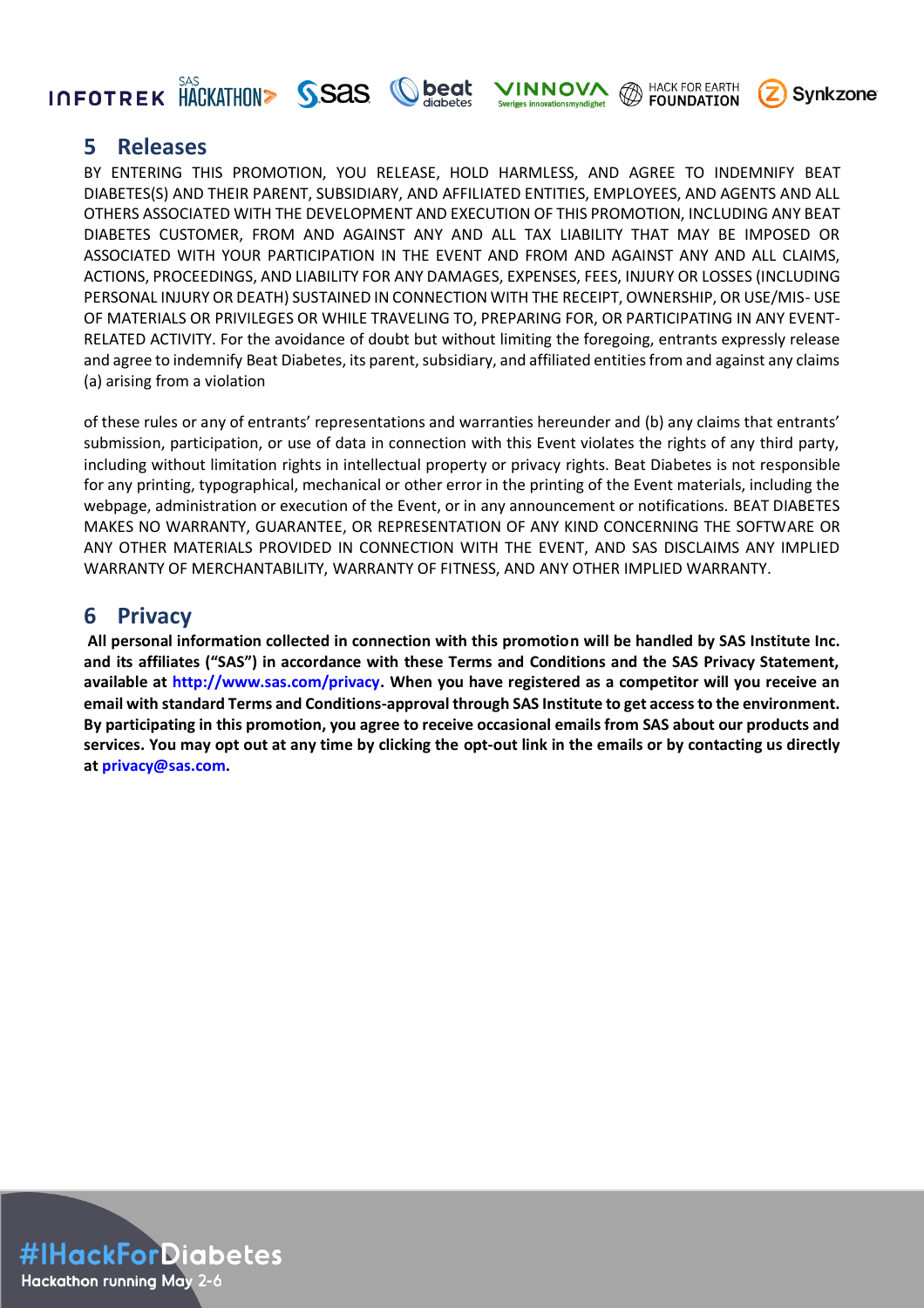## 5 Releases

BY ENTERING THIS PROMOTION, YOU RELEASE, HOLD HARMLESS, AND AGREE TO INDEMNIFY BEAT DIABETES(S) AND THEIR PARENT, SUBSIDIARY, AND AFFILIATED ENTITIES, EMPLOYEES, AND AGENTS AND ALL OTHERS ASSOCIATED WITH THE DEVELOPMENT AND EXECUTION OF THIS PROMOTION, INCLUDING ANY BEAT DIABETES CUSTOMER, FROM AND AGAINST ANY AND ALL TAX LIABILITY THAT MAY BE IMPOSED OR ASSOCIATED WITH YOUR PARTICIPATION IN THE EVENT AND FROM AND AGAINST ANY AND ALL CLAIMS, ACTIONS, PROCEEDINGS, AND LIABILITY FOR ANY DAMAGES, EXPENSES, FEES, INJURY OR LOSSES (INCLUDING PERSONAL INJURY OR DEATH) SUSTAINED IN CONNECTION WITH THE RECEIPT, OWNERSHIP, OR USE/MIS- USE OF MATERIALS OR PRIVILEGES OR WHILE TRAVELING TO, PREPARING FOR, OR PARTICIPATING IN ANY EVENT-RELATED ACTIVITY. For the avoidance of doubt but without limiting the foregoing, entrants expressly release and agree to indemnify Beat Diabetes, its parent, subsidiary, and affiliated entities from and against any claims (a) arising from a violation

of these rules or any of entrants' representations and warranties hereunder and (b) any claims that entrants' submission, participation, or use of data in connection with this Event violates the rights of any third party, including without limitation rights in intellectual property or privacy rights. Beat Diabetes is not responsible for any printing, typographical, mechanical or other error in the printing of the Event materials, including the webpage, administration or execution of the Event, or in any announcement or notifications. BEAT DIABETES MAKES NO WARRANTY, GUARANTEE, OR REPRESENTATION OF ANY KIND CONCERNING THE SOFTWARE OR ANY OTHER MATERIALS PROVIDED IN CONNECTION WITH THE EVENT, AND SAS DISCLAIMS ANY IMPLIED WARRANTY OF MERCHANTABILITY, WARRANTY OF FITNESS, AND ANY OTHER IMPLIED WARRANTY.

## 6 Privacy

**All personal information collected in connection with this promotion will be handled by SAS Institute Inc. and its affiliates ("SAS") in accordance with these Terms and Conditions and the SAS Privacy Statement, available at http://www.sas.com/privacy. When you have registered as a competitor will you receive an email with standard Terms and Conditions-approval through SAS Institute to get access to the environment. By participating in this promotion, you agree to receive occasional emails from SAS about our products and services. You may opt out at any time by clicking the opt-out link in the emails or by contacting us directly at privacy@sas.com.**